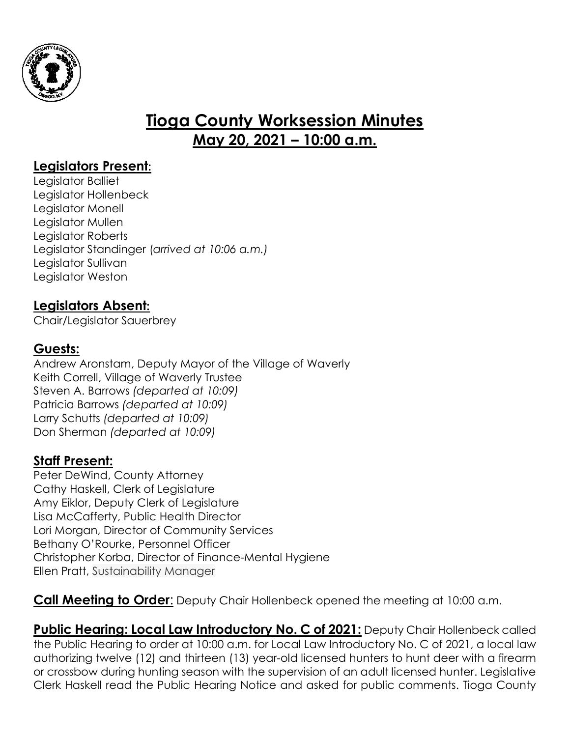# Tioga County Worksession Minutes

## May 20, 2021 – 10:00 a.m.

### Legislators Present:

Legislator Balliet
Legislator Hollenbeck
Legislator Monell
Legislator Mullen
Legislator Roberts
Legislator Standinger (*arrived at 10:06 a.m.)*
Legislator Sullivan
Legislator Weston

### Legislators Absent:

Chair/Legislator Sauerbrey

### Guests:

Andrew Aronstam, Deputy Mayor of the Village of Waverly
Keith Correll, Village of Waverly Trustee
Steven A. Barrows *(departed at 10:09)*
Patricia Barrows *(departed at 10:09)*
Larry Schutts *(departed at 10:09)*
Don Sherman *(departed at 10:09)*

### Staff Present:

Peter DeWind, County Attorney
Cathy Haskell, Clerk of Legislature
Amy Eiklor, Deputy Clerk of Legislature
Lisa McCafferty, Public Health Director
Lori Morgan, Director of Community Services
Bethany O'Rourke, Personnel Officer
Christopher Korba, Director of Finance-Mental Hygiene
Ellen Pratt, Sustainability Manager

**Call Meeting to Order**: Deputy Chair Hollenbeck opened the meeting at 10:00 a.m.

**Public Hearing: Local Law Introductory No. C of 2021:** Deputy Chair Hollenbeck called the Public Hearing to order at 10:00 a.m. for Local Law Introductory No. C of 2021, a local law authorizing twelve (12) and thirteen (13) year-old licensed hunters to hunt deer with a firearm or crossbow during hunting season with the supervision of an adult licensed hunter. Legislative Clerk Haskell read the Public Hearing Notice and asked for public comments. Tioga County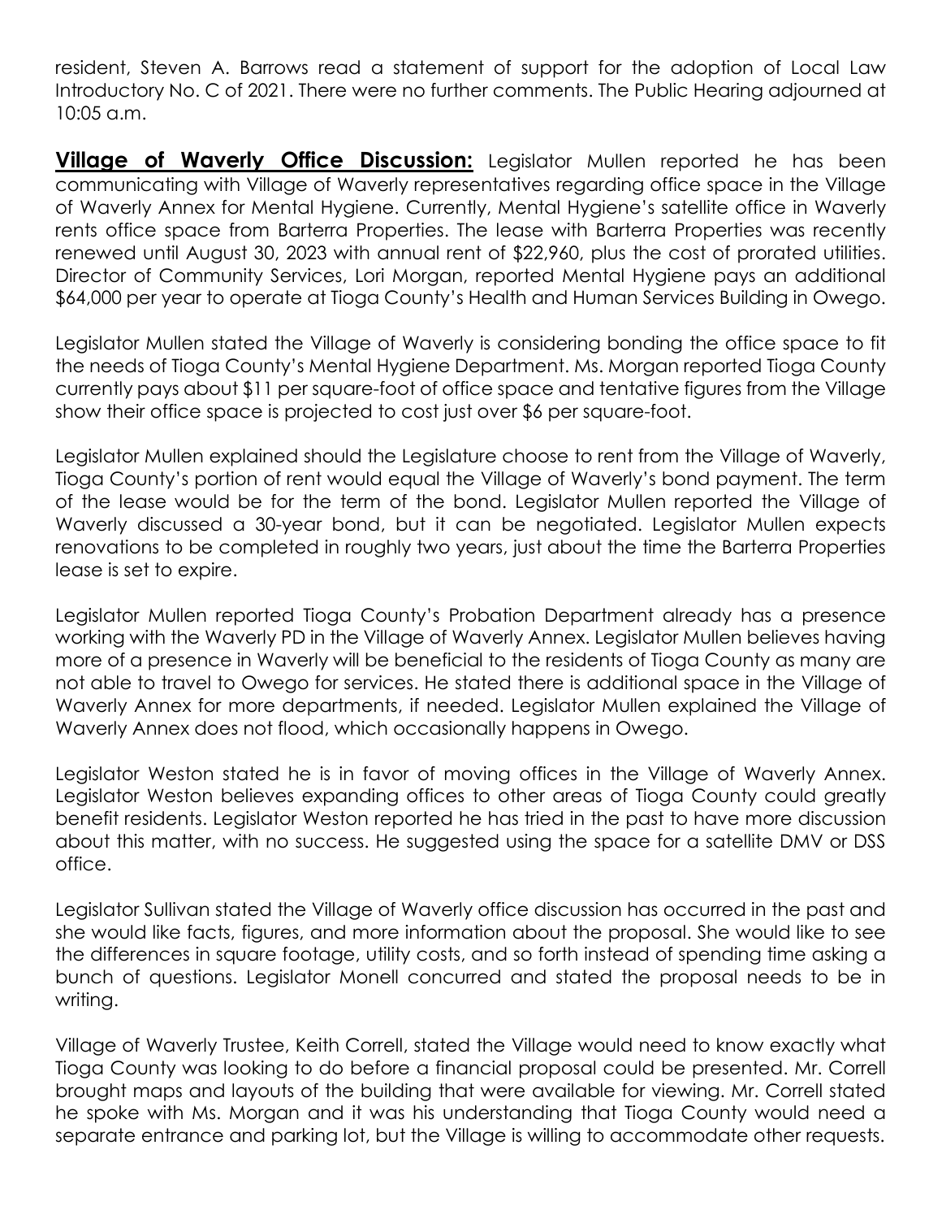resident, Steven A. Barrows read a statement of support for the adoption of Local Law Introductory No. C of 2021. There were no further comments. The Public Hearing adjourned at 10:05 a.m.

**Village of Waverly Office Discussion:** Legislator Mullen reported he has been communicating with Village of Waverly representatives regarding office space in the Village of Waverly Annex for Mental Hygiene. Currently, Mental Hygiene's satellite office in Waverly rents office space from Barterra Properties. The lease with Barterra Properties was recently renewed until August 30, 2023 with annual rent of $22,960, plus the cost of prorated utilities. Director of Community Services, Lori Morgan, reported Mental Hygiene pays an additional $64,000 per year to operate at Tioga County's Health and Human Services Building in Owego.

Legislator Mullen stated the Village of Waverly is considering bonding the office space to fit the needs of Tioga County's Mental Hygiene Department. Ms. Morgan reported Tioga County currently pays about $11 per square-foot of office space and tentative figures from the Village show their office space is projected to cost just over $6 per square-foot.

Legislator Mullen explained should the Legislature choose to rent from the Village of Waverly, Tioga County's portion of rent would equal the Village of Waverly's bond payment. The term of the lease would be for the term of the bond. Legislator Mullen reported the Village of Waverly discussed a 30-year bond, but it can be negotiated. Legislator Mullen expects renovations to be completed in roughly two years, just about the time the Barterra Properties lease is set to expire.

Legislator Mullen reported Tioga County's Probation Department already has a presence working with the Waverly PD in the Village of Waverly Annex. Legislator Mullen believes having more of a presence in Waverly will be beneficial to the residents of Tioga County as many are not able to travel to Owego for services. He stated there is additional space in the Village of Waverly Annex for more departments, if needed. Legislator Mullen explained the Village of Waverly Annex does not flood, which occasionally happens in Owego.

Legislator Weston stated he is in favor of moving offices in the Village of Waverly Annex. Legislator Weston believes expanding offices to other areas of Tioga County could greatly benefit residents. Legislator Weston reported he has tried in the past to have more discussion about this matter, with no success. He suggested using the space for a satellite DMV or DSS office.

Legislator Sullivan stated the Village of Waverly office discussion has occurred in the past and she would like facts, figures, and more information about the proposal. She would like to see the differences in square footage, utility costs, and so forth instead of spending time asking a bunch of questions. Legislator Monell concurred and stated the proposal needs to be in writing.

Village of Waverly Trustee, Keith Correll, stated the Village would need to know exactly what Tioga County was looking to do before a financial proposal could be presented. Mr. Correll brought maps and layouts of the building that were available for viewing. Mr. Correll stated he spoke with Ms. Morgan and it was his understanding that Tioga County would need a separate entrance and parking lot, but the Village is willing to accommodate other requests.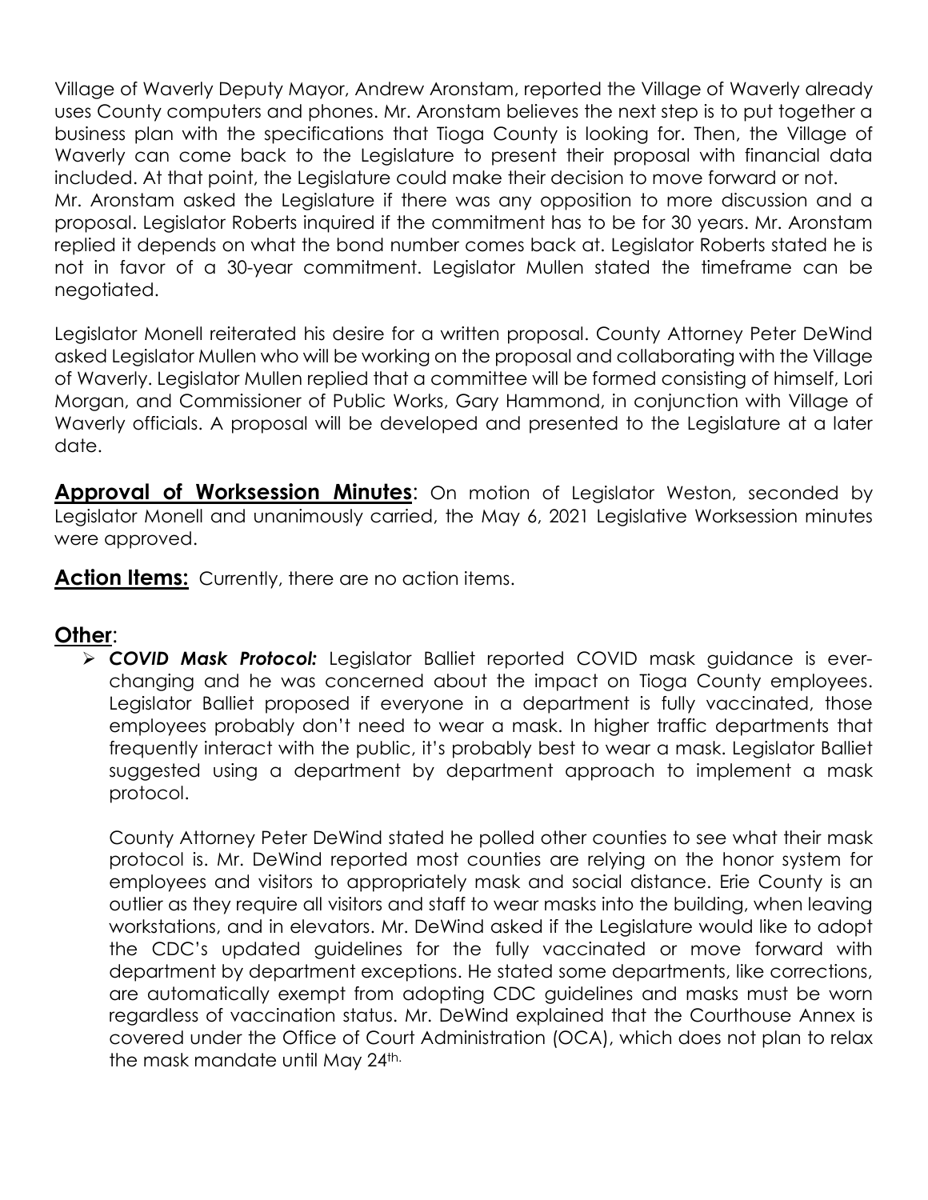Village of Waverly Deputy Mayor, Andrew Aronstam, reported the Village of Waverly already uses County computers and phones. Mr. Aronstam believes the next step is to put together a business plan with the specifications that Tioga County is looking for. Then, the Village of Waverly can come back to the Legislature to present their proposal with financial data included. At that point, the Legislature could make their decision to move forward or not.
Mr. Aronstam asked the Legislature if there was any opposition to more discussion and a proposal. Legislator Roberts inquired if the commitment has to be for 30 years. Mr. Aronstam replied it depends on what the bond number comes back at. Legislator Roberts stated he is not in favor of a 30-year commitment. Legislator Mullen stated the timeframe can be negotiated.

Legislator Monell reiterated his desire for a written proposal. County Attorney Peter DeWind asked Legislator Mullen who will be working on the proposal and collaborating with the Village of Waverly. Legislator Mullen replied that a committee will be formed consisting of himself, Lori Morgan, and Commissioner of Public Works, Gary Hammond, in conjunction with Village of Waverly officials. A proposal will be developed and presented to the Legislature at a later date.

**Approval of Worksession Minutes**: On motion of Legislator Weston, seconded by Legislator Monell and unanimously carried, the May 6, 2021 Legislative Worksession minutes were approved.

**Action Items:** Currently, there are no action items.

## Other:

- ***COVID Mask Protocol:*** Legislator Balliet reported COVID mask guidance is ever-changing and he was concerned about the impact on Tioga County employees. Legislator Balliet proposed if everyone in a department is fully vaccinated, those employees probably don't need to wear a mask. In higher traffic departments that frequently interact with the public, it's probably best to wear a mask. Legislator Balliet suggested using a department by department approach to implement a mask protocol.

  County Attorney Peter DeWind stated he polled other counties to see what their mask protocol is. Mr. DeWind reported most counties are relying on the honor system for employees and visitors to appropriately mask and social distance. Erie County is an outlier as they require all visitors and staff to wear masks into the building, when leaving workstations, and in elevators. Mr. DeWind asked if the Legislature would like to adopt the CDC's updated guidelines for the fully vaccinated or move forward with department by department exceptions. He stated some departments, like corrections, are automatically exempt from adopting CDC guidelines and masks must be worn regardless of vaccination status. Mr. DeWind explained that the Courthouse Annex is covered under the Office of Court Administration (OCA), which does not plan to relax the mask mandate until May 24th.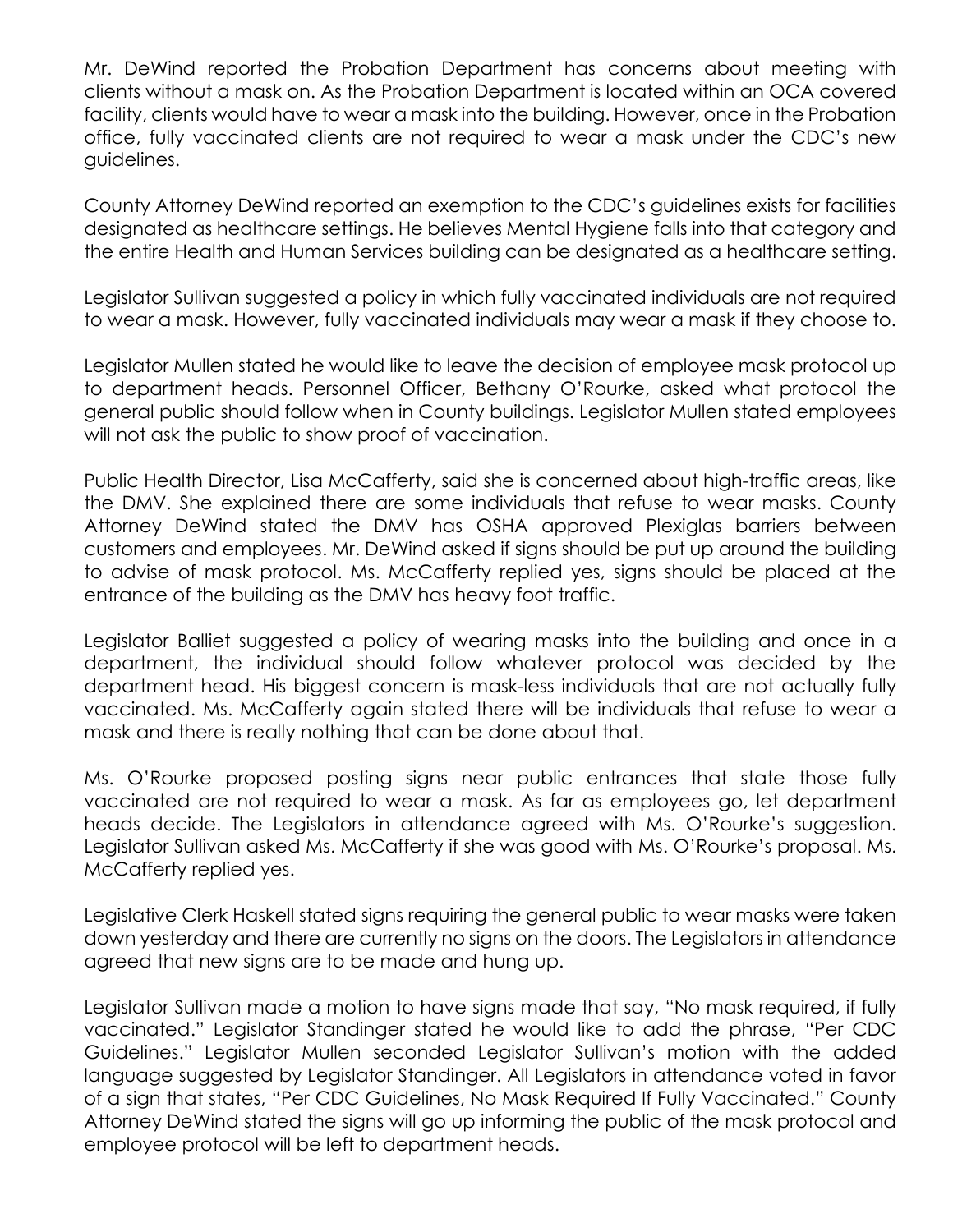Mr. DeWind reported the Probation Department has concerns about meeting with clients without a mask on. As the Probation Department is located within an OCA covered facility, clients would have to wear a mask into the building. However, once in the Probation office, fully vaccinated clients are not required to wear a mask under the CDC's new guidelines.

County Attorney DeWind reported an exemption to the CDC's guidelines exists for facilities designated as healthcare settings. He believes Mental Hygiene falls into that category and the entire Health and Human Services building can be designated as a healthcare setting.

Legislator Sullivan suggested a policy in which fully vaccinated individuals are not required to wear a mask. However, fully vaccinated individuals may wear a mask if they choose to.

Legislator Mullen stated he would like to leave the decision of employee mask protocol up to department heads. Personnel Officer, Bethany O'Rourke, asked what protocol the general public should follow when in County buildings. Legislator Mullen stated employees will not ask the public to show proof of vaccination.

Public Health Director, Lisa McCafferty, said she is concerned about high-traffic areas, like the DMV. She explained there are some individuals that refuse to wear masks. County Attorney DeWind stated the DMV has OSHA approved Plexiglas barriers between customers and employees. Mr. DeWind asked if signs should be put up around the building to advise of mask protocol. Ms. McCafferty replied yes, signs should be placed at the entrance of the building as the DMV has heavy foot traffic.

Legislator Balliet suggested a policy of wearing masks into the building and once in a department, the individual should follow whatever protocol was decided by the department head. His biggest concern is mask-less individuals that are not actually fully vaccinated. Ms. McCafferty again stated there will be individuals that refuse to wear a mask and there is really nothing that can be done about that.

Ms. O'Rourke proposed posting signs near public entrances that state those fully vaccinated are not required to wear a mask. As far as employees go, let department heads decide. The Legislators in attendance agreed with Ms. O'Rourke's suggestion. Legislator Sullivan asked Ms. McCafferty if she was good with Ms. O'Rourke's proposal. Ms. McCafferty replied yes.

Legislative Clerk Haskell stated signs requiring the general public to wear masks were taken down yesterday and there are currently no signs on the doors. The Legislators in attendance agreed that new signs are to be made and hung up.

Legislator Sullivan made a motion to have signs made that say, "No mask required, if fully vaccinated." Legislator Standinger stated he would like to add the phrase, "Per CDC Guidelines." Legislator Mullen seconded Legislator Sullivan's motion with the added language suggested by Legislator Standinger. All Legislators in attendance voted in favor of a sign that states, "Per CDC Guidelines, No Mask Required If Fully Vaccinated." County Attorney DeWind stated the signs will go up informing the public of the mask protocol and employee protocol will be left to department heads.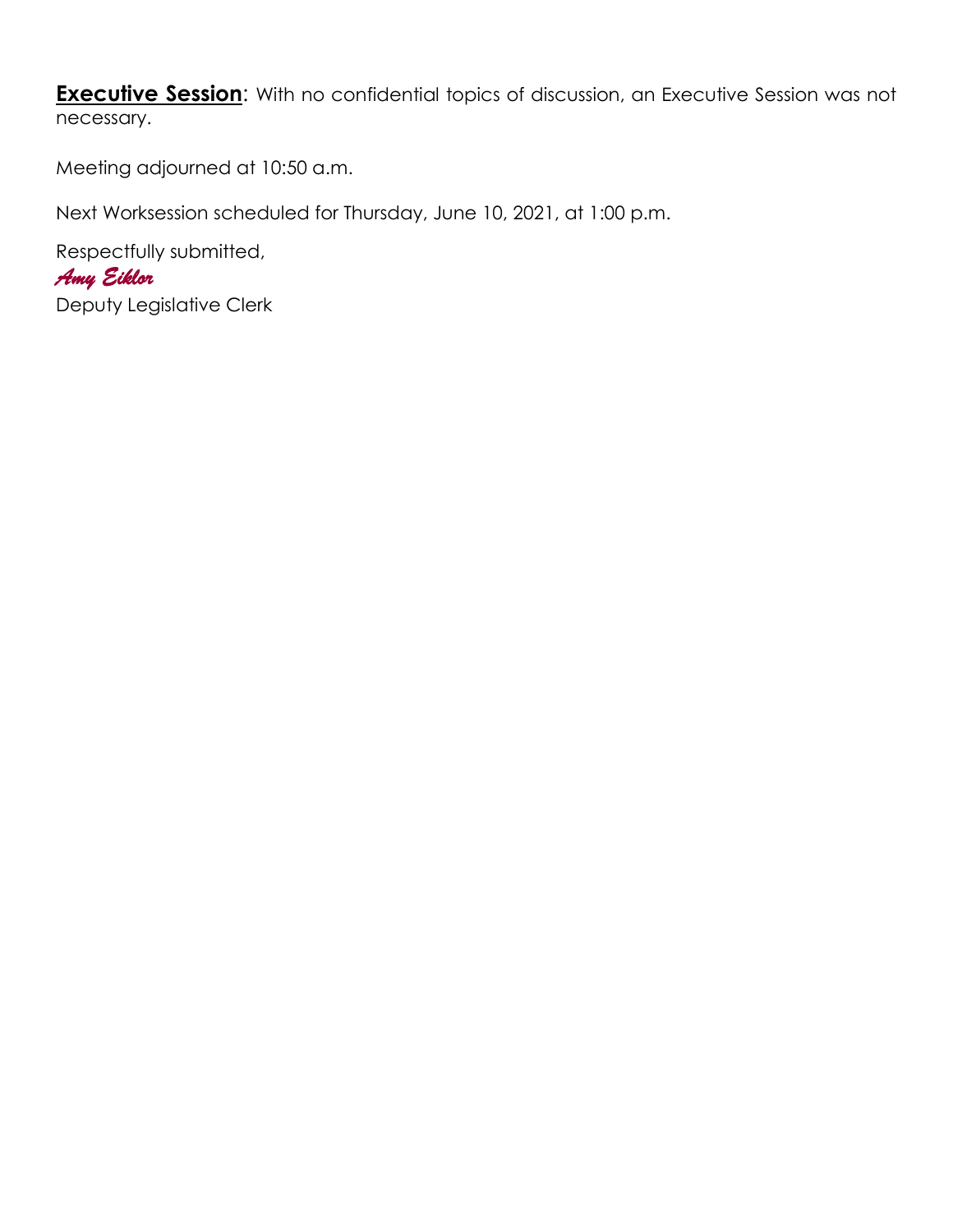**Executive Session**: With no confidential topics of discussion, an Executive Session was not necessary.

Meeting adjourned at 10:50 a.m.

Next Worksession scheduled for Thursday, June 10, 2021, at 1:00 p.m.

Respectfully submitted,

*Amy Eiklor*

Deputy Legislative Clerk